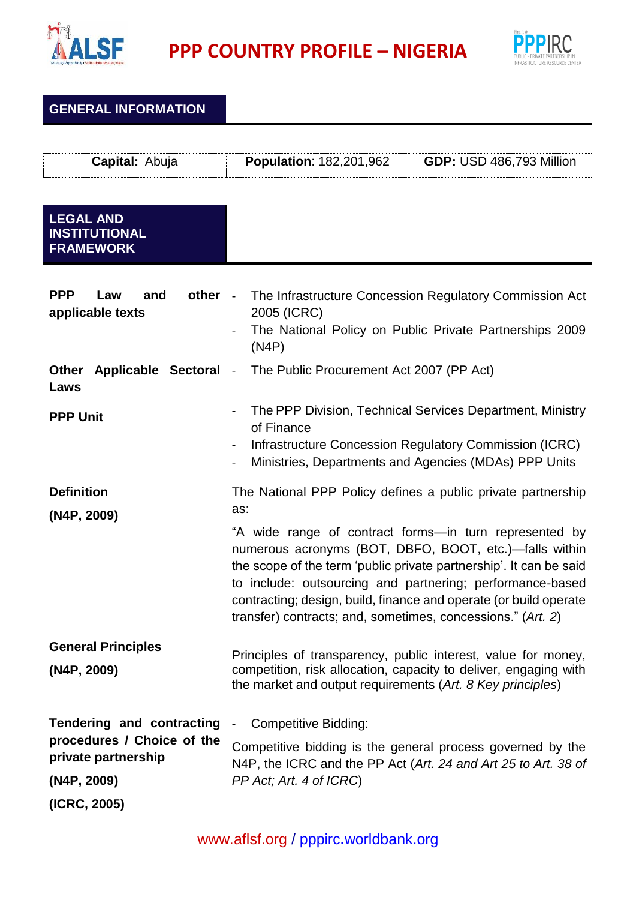# PPP COUNTRY PROFILE – NIGERIA

## GENERAL INFORMATION

| **Capital:** Abuja | **Population**: 182,201,962 | **GDP:** USD 486,793 Million |
|---|---|---|

## LEGAL AND INSTITUTIONAL FRAMEWORK

**PPP Law and other applicable texts**

- The Infrastructure Concession Regulatory Commission Act 2005 (ICRC)
- The National Policy on Public Private Partnerships 2009 (N4P)

**Other Applicable Sectoral Laws**

- The Public Procurement Act 2007 (PP Act)

**PPP Unit**

- The PPP Division, Technical Services Department, Ministry of Finance
- Infrastructure Concession Regulatory Commission (ICRC)
- Ministries, Departments and Agencies (MDAs) PPP Units

**Definition**

**(N4P, 2009)**

The National PPP Policy defines a public private partnership as:

"A wide range of contract forms—in turn represented by numerous acronyms (BOT, DBFO, BOOT, etc.)—falls within the scope of the term 'public private partnership'. It can be said to include: outsourcing and partnering; performance-based contracting; design, build, finance and operate (or build operate transfer) contracts; and, sometimes, concessions." (*Art. 2*)

**General Principles**

**(N4P, 2009)**

Principles of transparency, public interest, value for money, competition, risk allocation, capacity to deliver, engaging with the market and output requirements (*Art. 8 Key principles*)

**Tendering and contracting procedures / Choice of the private partnership**

**(N4P, 2009)**

**(ICRC, 2005)**

- Competitive Bidding:

Competitive bidding is the general process governed by the N4P, the ICRC and the PP Act (*Art. 24 and Art 25 to Art. 38 of PP Act; Art. 4 of ICRC*)

www.aflsf.org / pppirc.worldbank.org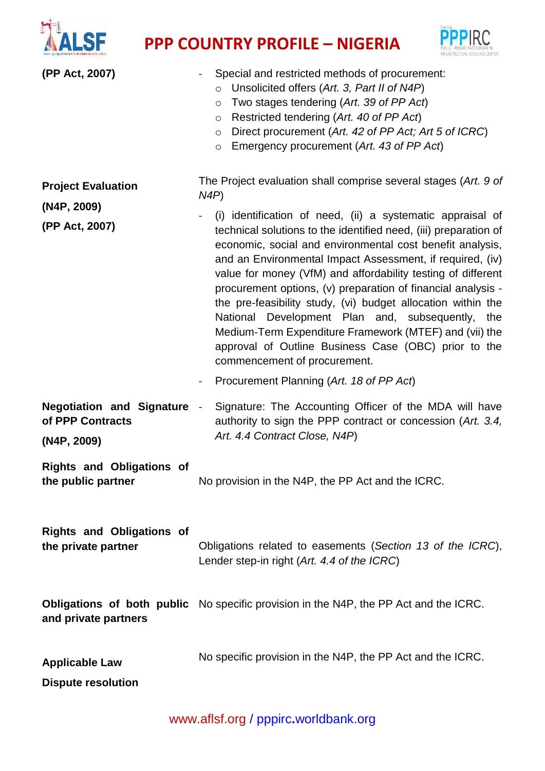| | |
|---|---|
| **(PP Act, 2007)** | - Special and restricted methods of procurement:<br>○ Unsolicited offers (*Art. 3, Part II of N4P*)<br>○ Two stages tendering (*Art. 39 of PP Act*)<br>○ Restricted tendering (*Art. 40 of PP Act*)<br>○ Direct procurement (*Art. 42 of PP Act; Art 5 of ICRC*)<br>○ Emergency procurement (*Art. 43 of PP Act*) |
| **Project Evaluation**<br>**(N4P, 2009)**<br>**(PP Act, 2007)** | The Project evaluation shall comprise several stages (*Art. 9 of N4P*)<br>- (i) identification of need, (ii) a systematic appraisal of technical solutions to the identified need, (iii) preparation of economic, social and environmental cost benefit analysis, and an Environmental Impact Assessment, if required, (iv) value for money (VfM) and affordability testing of different procurement options, (v) preparation of financial analysis - the pre-feasibility study, (vi) budget allocation within the National Development Plan and, subsequently, the Medium-Term Expenditure Framework (MTEF) and (vii) the approval of Outline Business Case (OBC) prior to the commencement of procurement.<br>- Procurement Planning (*Art. 18 of PP Act*) |
| **Negotiation and Signature of PPP Contracts**<br>**(N4P, 2009)** | - Signature: The Accounting Officer of the MDA will have authority to sign the PPP contract or concession (*Art. 3.4, Art. 4.4 Contract Close, N4P*) |
| **Rights and Obligations of the public partner** | No provision in the N4P, the PP Act and the ICRC. |
| **Rights and Obligations of the private partner** | Obligations related to easements (*Section 13 of the ICRC*), Lender step-in right (*Art. 4.4 of the ICRC*) |
| **Obligations of both public and private partners** | No specific provision in the N4P, the PP Act and the ICRC. |
| **Applicable Law**<br>**Dispute resolution** | No specific provision in the N4P, the PP Act and the ICRC. |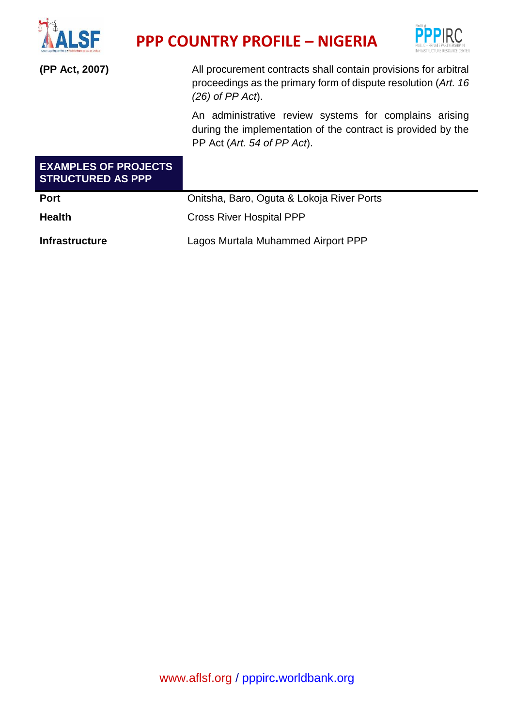| | |
|---|---|
| **(PP Act, 2007)** | All procurement contracts shall contain provisions for arbitral proceedings as the primary form of dispute resolution (*Art. 16 (26) of PP Act*). |
| | An administrative review systems for complains arising during the implementation of the contract is provided by the PP Act (*Art. 54 of PP Act*). |

## EXAMPLES OF PROJECTS STRUCTURED AS PPP

| | |
|---|---|
| **Port** | Onitsha, Baro, Oguta & Lokoja River Ports |
| **Health** | Cross River Hospital PPP |
| **Infrastructure** | Lagos Murtala Muhammed Airport PPP |